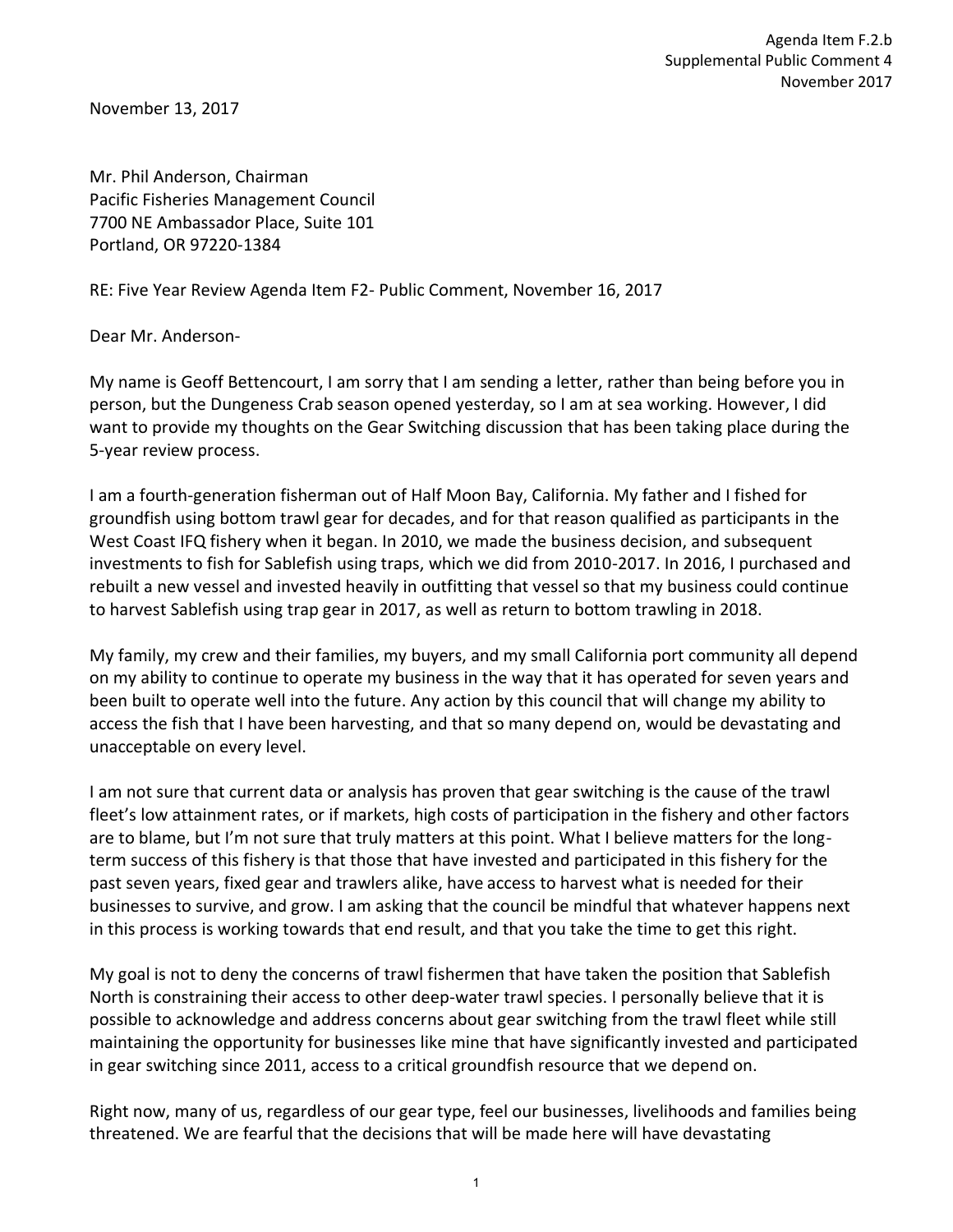Agenda Item F.2.b
Supplemental Public Comment 4
November 2017

November 13, 2017

Mr. Phil Anderson, Chairman
Pacific Fisheries Management Council
7700 NE Ambassador Place, Suite 101
Portland, OR 97220-1384

RE: Five Year Review Agenda Item F2- Public Comment, November 16, 2017

Dear Mr. Anderson-

My name is Geoff Bettencourt, I am sorry that I am sending a letter, rather than being before you in person, but the Dungeness Crab season opened yesterday, so I am at sea working. However, I did want to provide my thoughts on the Gear Switching discussion that has been taking place during the 5-year review process.

I am a fourth-generation fisherman out of Half Moon Bay, California. My father and I fished for groundfish using bottom trawl gear for decades, and for that reason qualified as participants in the West Coast IFQ fishery when it began. In 2010, we made the business decision, and subsequent investments to fish for Sablefish using traps, which we did from 2010-2017. In 2016, I purchased and rebuilt a new vessel and invested heavily in outfitting that vessel so that my business could continue to harvest Sablefish using trap gear in 2017, as well as return to bottom trawling in 2018.

My family, my crew and their families, my buyers, and my small California port community all depend on my ability to continue to operate my business in the way that it has operated for seven years and been built to operate well into the future. Any action by this council that will change my ability to access the fish that I have been harvesting, and that so many depend on, would be devastating and unacceptable on every level.

I am not sure that current data or analysis has proven that gear switching is the cause of the trawl fleet's low attainment rates, or if markets, high costs of participation in the fishery and other factors are to blame, but I'm not sure that truly matters at this point. What I believe matters for the long-term success of this fishery is that those that have invested and participated in this fishery for the past seven years, fixed gear and trawlers alike, have access to harvest what is needed for their businesses to survive, and grow. I am asking that the council be mindful that whatever happens next in this process is working towards that end result, and that you take the time to get this right.

My goal is not to deny the concerns of trawl fishermen that have taken the position that Sablefish North is constraining their access to other deep-water trawl species. I personally believe that it is possible to acknowledge and address concerns about gear switching from the trawl fleet while still maintaining the opportunity for businesses like mine that have significantly invested and participated in gear switching since 2011, access to a critical groundfish resource that we depend on.

Right now, many of us, regardless of our gear type, feel our businesses, livelihoods and families being threatened. We are fearful that the decisions that will be made here will have devastating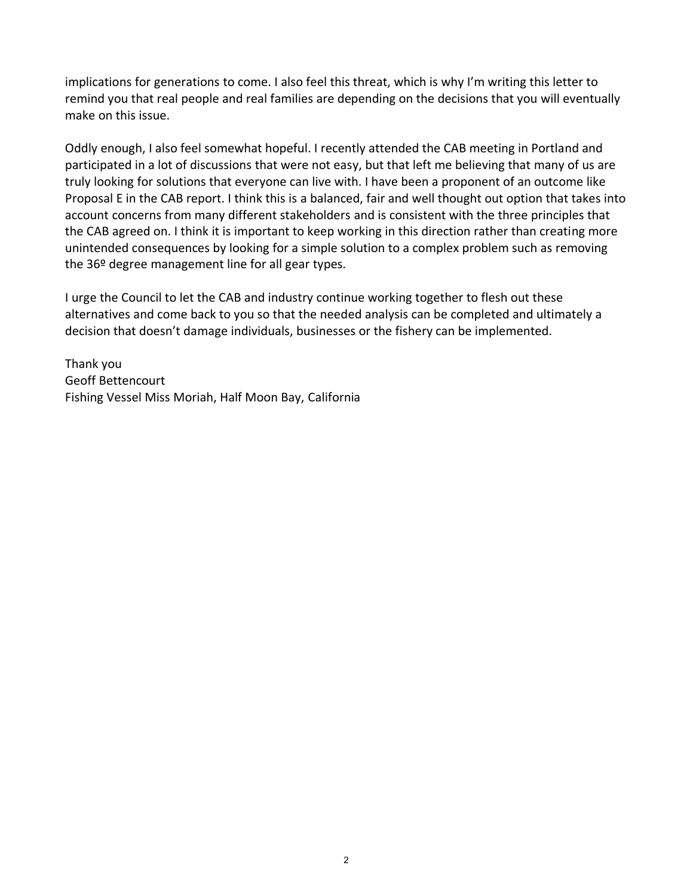implications for generations to come. I also feel this threat, which is why I'm writing this letter to remind you that real people and real families are depending on the decisions that you will eventually make on this issue.

Oddly enough, I also feel somewhat hopeful. I recently attended the CAB meeting in Portland and participated in a lot of discussions that were not easy, but that left me believing that many of us are truly looking for solutions that everyone can live with. I have been a proponent of an outcome like Proposal E in the CAB report. I think this is a balanced, fair and well thought out option that takes into account concerns from many different stakeholders and is consistent with the three principles that the CAB agreed on. I think it is important to keep working in this direction rather than creating more unintended consequences by looking for a simple solution to a complex problem such as removing the 36º degree management line for all gear types.

I urge the Council to let the CAB and industry continue working together to flesh out these alternatives and come back to you so that the needed analysis can be completed and ultimately a decision that doesn't damage individuals, businesses or the fishery can be implemented.

Thank you
Geoff Bettencourt
Fishing Vessel Miss Moriah, Half Moon Bay, California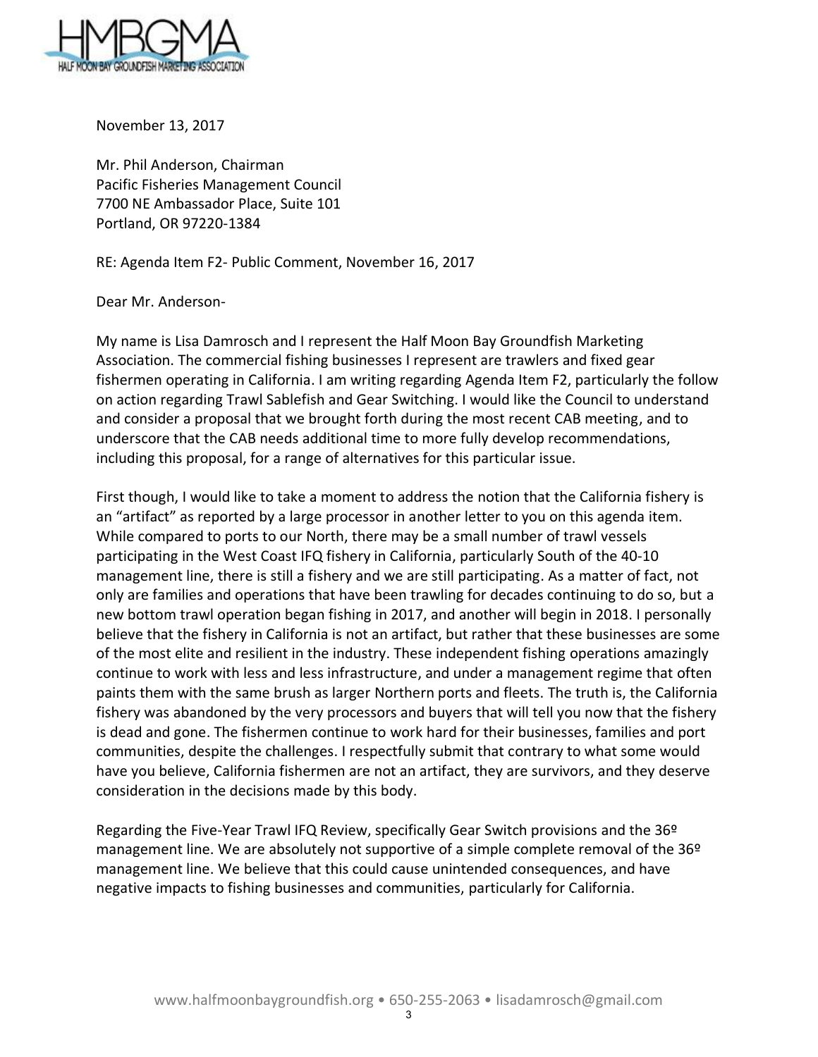November 13, 2017

Mr. Phil Anderson, Chairman
Pacific Fisheries Management Council
7700 NE Ambassador Place, Suite 101
Portland, OR 97220-1384

RE: Agenda Item F2- Public Comment, November 16, 2017

Dear Mr. Anderson-

My name is Lisa Damrosch and I represent the Half Moon Bay Groundfish Marketing Association. The commercial fishing businesses I represent are trawlers and fixed gear fishermen operating in California. I am writing regarding Agenda Item F2, particularly the follow on action regarding Trawl Sablefish and Gear Switching. I would like the Council to understand and consider a proposal that we brought forth during the most recent CAB meeting, and to underscore that the CAB needs additional time to more fully develop recommendations, including this proposal, for a range of alternatives for this particular issue.

First though, I would like to take a moment to address the notion that the California fishery is an "artifact" as reported by a large processor in another letter to you on this agenda item. While compared to ports to our North, there may be a small number of trawl vessels participating in the West Coast IFQ fishery in California, particularly South of the 40-10 management line, there is still a fishery and we are still participating. As a matter of fact, not only are families and operations that have been trawling for decades continuing to do so, but a new bottom trawl operation began fishing in 2017, and another will begin in 2018. I personally believe that the fishery in California is not an artifact, but rather that these businesses are some of the most elite and resilient in the industry. These independent fishing operations amazingly continue to work with less and less infrastructure, and under a management regime that often paints them with the same brush as larger Northern ports and fleets. The truth is, the California fishery was abandoned by the very processors and buyers that will tell you now that the fishery is dead and gone. The fishermen continue to work hard for their businesses, families and port communities, despite the challenges. I respectfully submit that contrary to what some would have you believe, California fishermen are not an artifact, they are survivors, and they deserve consideration in the decisions made by this body.

Regarding the Five-Year Trawl IFQ Review, specifically Gear Switch provisions and the 36º management line. We are absolutely not supportive of a simple complete removal of the 36º management line. We believe that this could cause unintended consequences, and have negative impacts to fishing businesses and communities, particularly for California.

www.halfmoonbaygroundfish.org • 650-255-2063 • lisadamrosch@gmail.com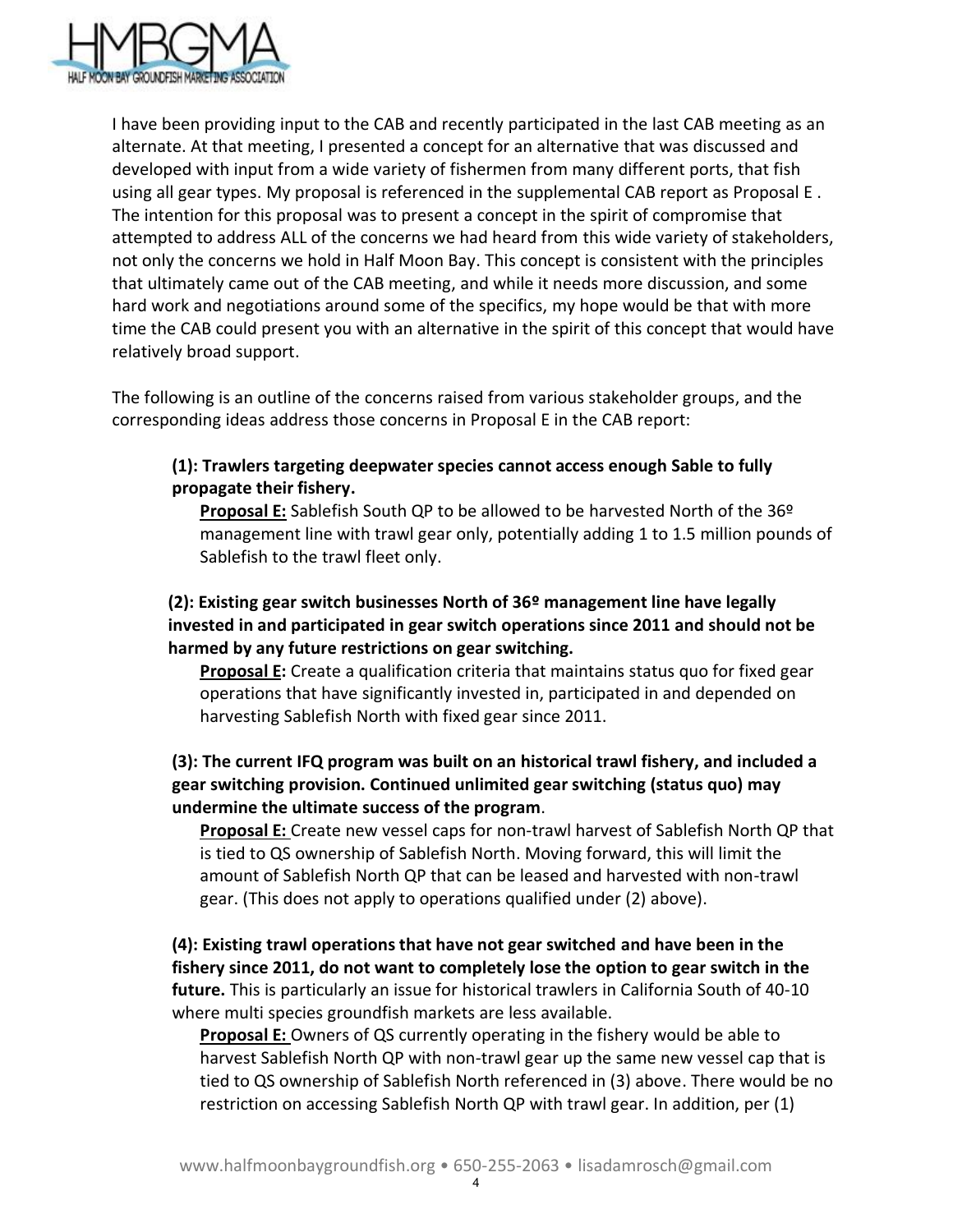I have been providing input to the CAB and recently participated in the last CAB meeting as an alternate. At that meeting, I presented a concept for an alternative that was discussed and developed with input from a wide variety of fishermen from many different ports, that fish using all gear types. My proposal is referenced in the supplemental CAB report as Proposal E . The intention for this proposal was to present a concept in the spirit of compromise that attempted to address ALL of the concerns we had heard from this wide variety of stakeholders, not only the concerns we hold in Half Moon Bay. This concept is consistent with the principles that ultimately came out of the CAB meeting, and while it needs more discussion, and some hard work and negotiations around some of the specifics, my hope would be that with more time the CAB could present you with an alternative in the spirit of this concept that would have relatively broad support.

The following is an outline of the concerns raised from various stakeholder groups, and the corresponding ideas address those concerns in Proposal E in the CAB report:

**(1): Trawlers targeting deepwater species cannot access enough Sable to fully propagate their fishery.**

**Proposal E:** Sablefish South QP to be allowed to be harvested North of the 36º management line with trawl gear only, potentially adding 1 to 1.5 million pounds of Sablefish to the trawl fleet only.

**(2): Existing gear switch businesses North of 36º management line have legally invested in and participated in gear switch operations since 2011 and should not be harmed by any future restrictions on gear switching.**

**Proposal E:** Create a qualification criteria that maintains status quo for fixed gear operations that have significantly invested in, participated in and depended on harvesting Sablefish North with fixed gear since 2011.

**(3): The current IFQ program was built on an historical trawl fishery, and included a gear switching provision. Continued unlimited gear switching (status quo) may undermine the ultimate success of the program**.

**Proposal E:** Create new vessel caps for non-trawl harvest of Sablefish North QP that is tied to QS ownership of Sablefish North. Moving forward, this will limit the amount of Sablefish North QP that can be leased and harvested with non-trawl gear. (This does not apply to operations qualified under (2) above).

**(4): Existing trawl operations that have not gear switched and have been in the fishery since 2011, do not want to completely lose the option to gear switch in the future.** This is particularly an issue for historical trawlers in California South of 40-10 where multi species groundfish markets are less available.

**Proposal E:** Owners of QS currently operating in the fishery would be able to harvest Sablefish North QP with non-trawl gear up the same new vessel cap that is tied to QS ownership of Sablefish North referenced in (3) above. There would be no restriction on accessing Sablefish North QP with trawl gear. In addition, per (1)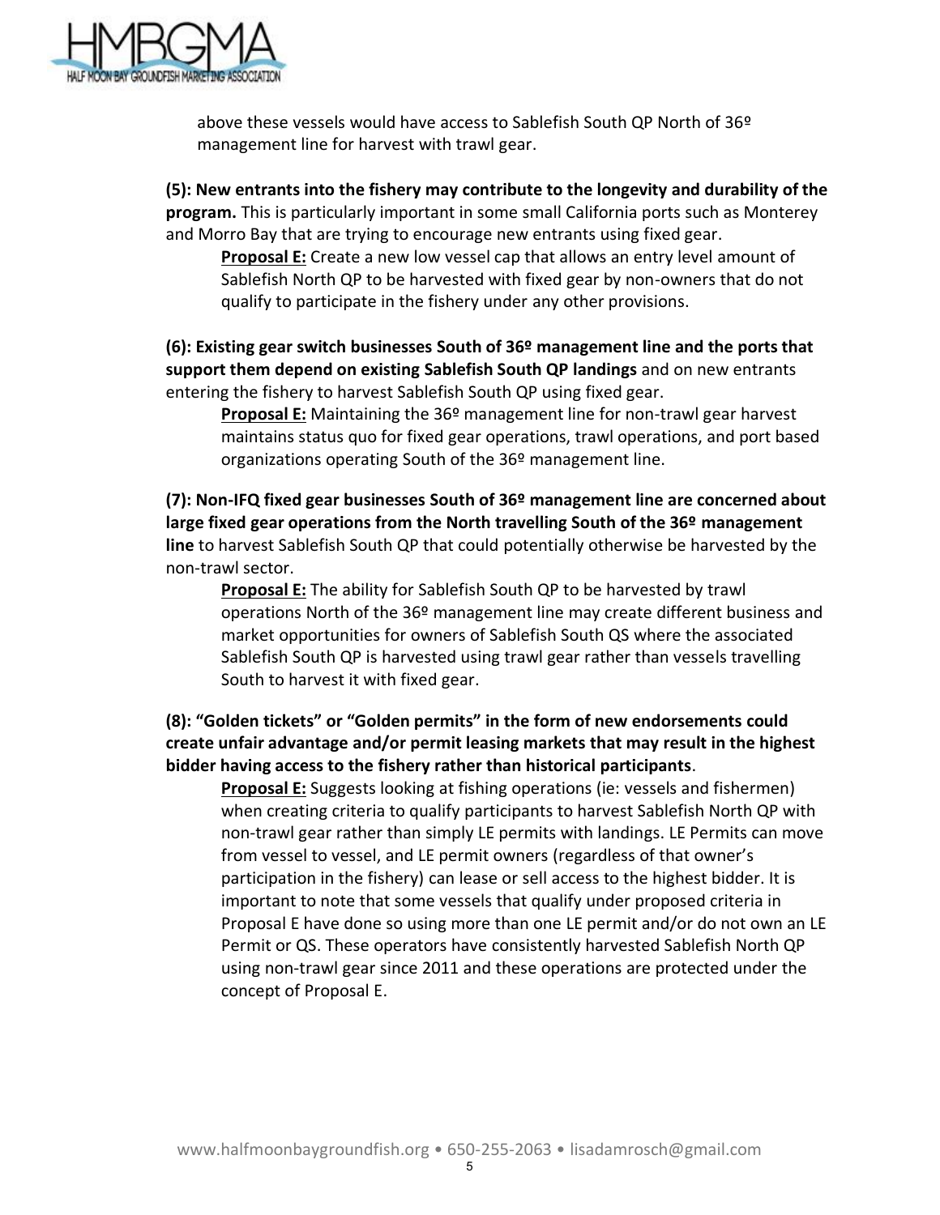above these vessels would have access to Sablefish South QP North of 36º management line for harvest with trawl gear.

**(5): New entrants into the fishery may contribute to the longevity and durability of the program.** This is particularly important in some small California ports such as Monterey and Morro Bay that are trying to encourage new entrants using fixed gear.

> **Proposal E:** Create a new low vessel cap that allows an entry level amount of Sablefish North QP to be harvested with fixed gear by non-owners that do not qualify to participate in the fishery under any other provisions.

**(6): Existing gear switch businesses South of 36º management line and the ports that support them depend on existing Sablefish South QP landings** and on new entrants entering the fishery to harvest Sablefish South QP using fixed gear.

> **Proposal E:** Maintaining the 36º management line for non-trawl gear harvest maintains status quo for fixed gear operations, trawl operations, and port based organizations operating South of the 36º management line.

**(7): Non-IFQ fixed gear businesses South of 36º management line are concerned about large fixed gear operations from the North travelling South of the 36º management line** to harvest Sablefish South QP that could potentially otherwise be harvested by the non-trawl sector.

> **Proposal E:** The ability for Sablefish South QP to be harvested by trawl operations North of the 36º management line may create different business and market opportunities for owners of Sablefish South QS where the associated Sablefish South QP is harvested using trawl gear rather than vessels travelling South to harvest it with fixed gear.

**(8): "Golden tickets" or "Golden permits" in the form of new endorsements could create unfair advantage and/or permit leasing markets that may result in the highest bidder having access to the fishery rather than historical participants**.

> **Proposal E:** Suggests looking at fishing operations (ie: vessels and fishermen) when creating criteria to qualify participants to harvest Sablefish North QP with non-trawl gear rather than simply LE permits with landings. LE Permits can move from vessel to vessel, and LE permit owners (regardless of that owner's participation in the fishery) can lease or sell access to the highest bidder. It is important to note that some vessels that qualify under proposed criteria in Proposal E have done so using more than one LE permit and/or do not own an LE Permit or QS. These operators have consistently harvested Sablefish North QP using non-trawl gear since 2011 and these operations are protected under the concept of Proposal E.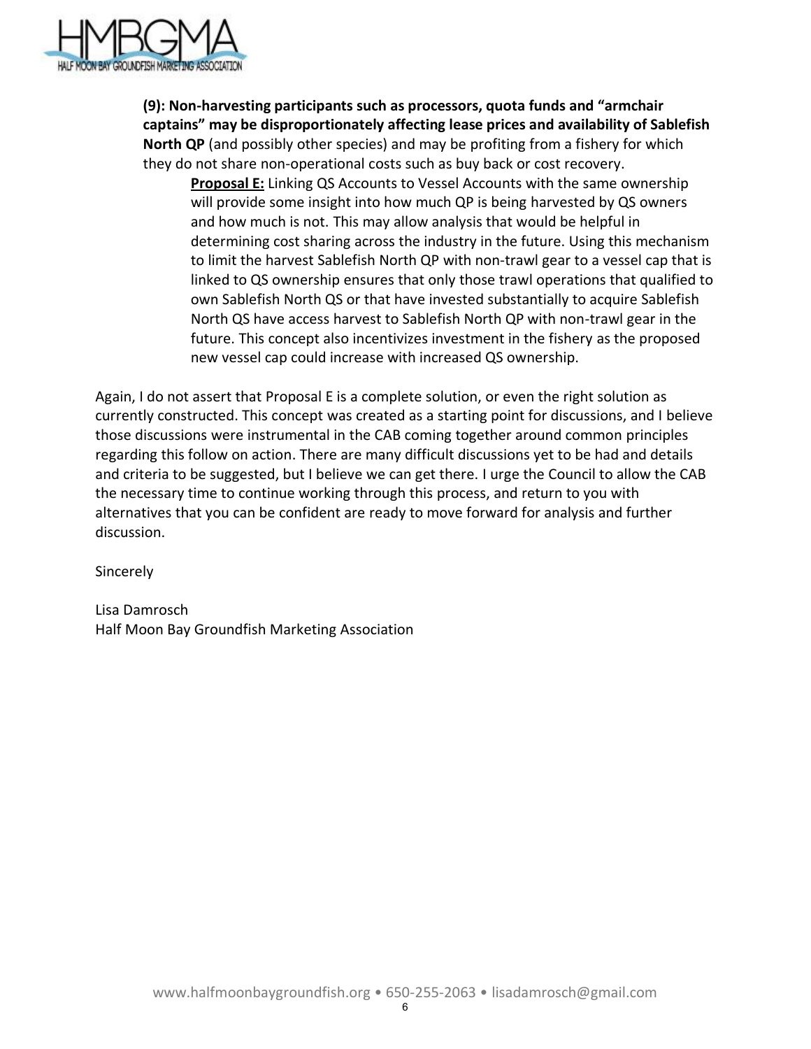**(9): Non-harvesting participants such as processors, quota funds and "armchair captains" may be disproportionately affecting lease prices and availability of Sablefish North QP** (and possibly other species) and may be profiting from a fishery for which they do not share non-operational costs such as buy back or cost recovery.

> **<u>Proposal E:</u>** Linking QS Accounts to Vessel Accounts with the same ownership will provide some insight into how much QP is being harvested by QS owners and how much is not. This may allow analysis that would be helpful in determining cost sharing across the industry in the future. Using this mechanism to limit the harvest Sablefish North QP with non-trawl gear to a vessel cap that is linked to QS ownership ensures that only those trawl operations that qualified to own Sablefish North QS or that have invested substantially to acquire Sablefish North QS have access harvest to Sablefish North QP with non-trawl gear in the future. This concept also incentivizes investment in the fishery as the proposed new vessel cap could increase with increased QS ownership.

Again, I do not assert that Proposal E is a complete solution, or even the right solution as currently constructed. This concept was created as a starting point for discussions, and I believe those discussions were instrumental in the CAB coming together around common principles regarding this follow on action. There are many difficult discussions yet to be had and details and criteria to be suggested, but I believe we can get there. I urge the Council to allow the CAB the necessary time to continue working through this process, and return to you with alternatives that you can be confident are ready to move forward for analysis and further discussion.

Sincerely

Lisa Damrosch
Half Moon Bay Groundfish Marketing Association